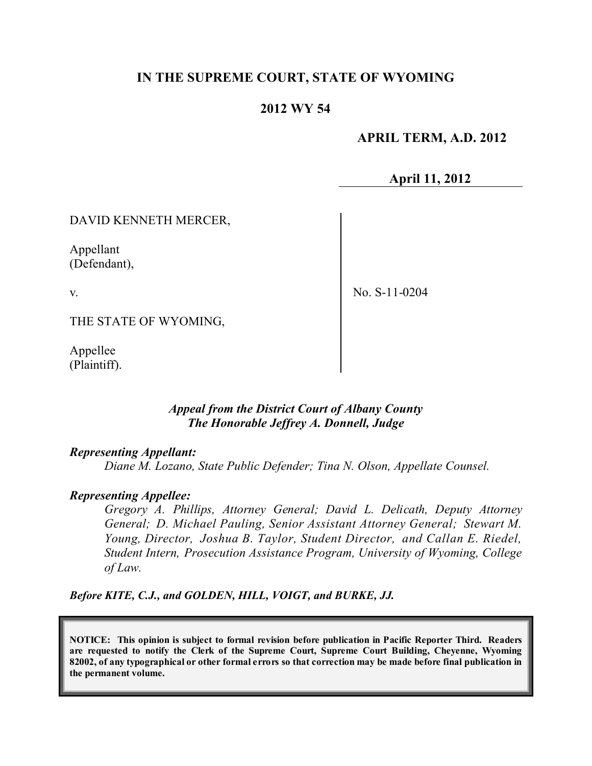# IN THE SUPREME COURT, STATE OF WYOMING

## 2012 WY 54

**APRIL TERM, A.D. 2012**

**April 11, 2012**

| | |
|---|---|
| DAVID KENNETH MERCER,<br><br>Appellant<br>(Defendant),<br><br>v.<br><br>THE STATE OF WYOMING,<br><br>Appellee<br>(Plaintiff). | No. S-11-0204 |

***Appeal from the District Court of Albany County***
***The Honorable Jeffrey A. Donnell, Judge***

***Representing Appellant:***

*Diane M. Lozano, State Public Defender; Tina N. Olson, Appellate Counsel.*

***Representing Appellee:***

*Gregory A. Phillips, Attorney General; David L. Delicath, Deputy Attorney General; D. Michael Pauling, Senior Assistant Attorney General; Stewart M. Young, Director, Joshua B. Taylor, Student Director, and Callan E. Riedel, Student Intern, Prosecution Assistance Program, University of Wyoming, College of Law.*

***Before KITE, C.J., and GOLDEN, HILL, VOIGT, and BURKE, JJ.***

**NOTICE: This opinion is subject to formal revision before publication in Pacific Reporter Third. Readers are requested to notify the Clerk of the Supreme Court, Supreme Court Building, Cheyenne, Wyoming 82002, of any typographical or other formal errors so that correction may be made before final publication in the permanent volume.**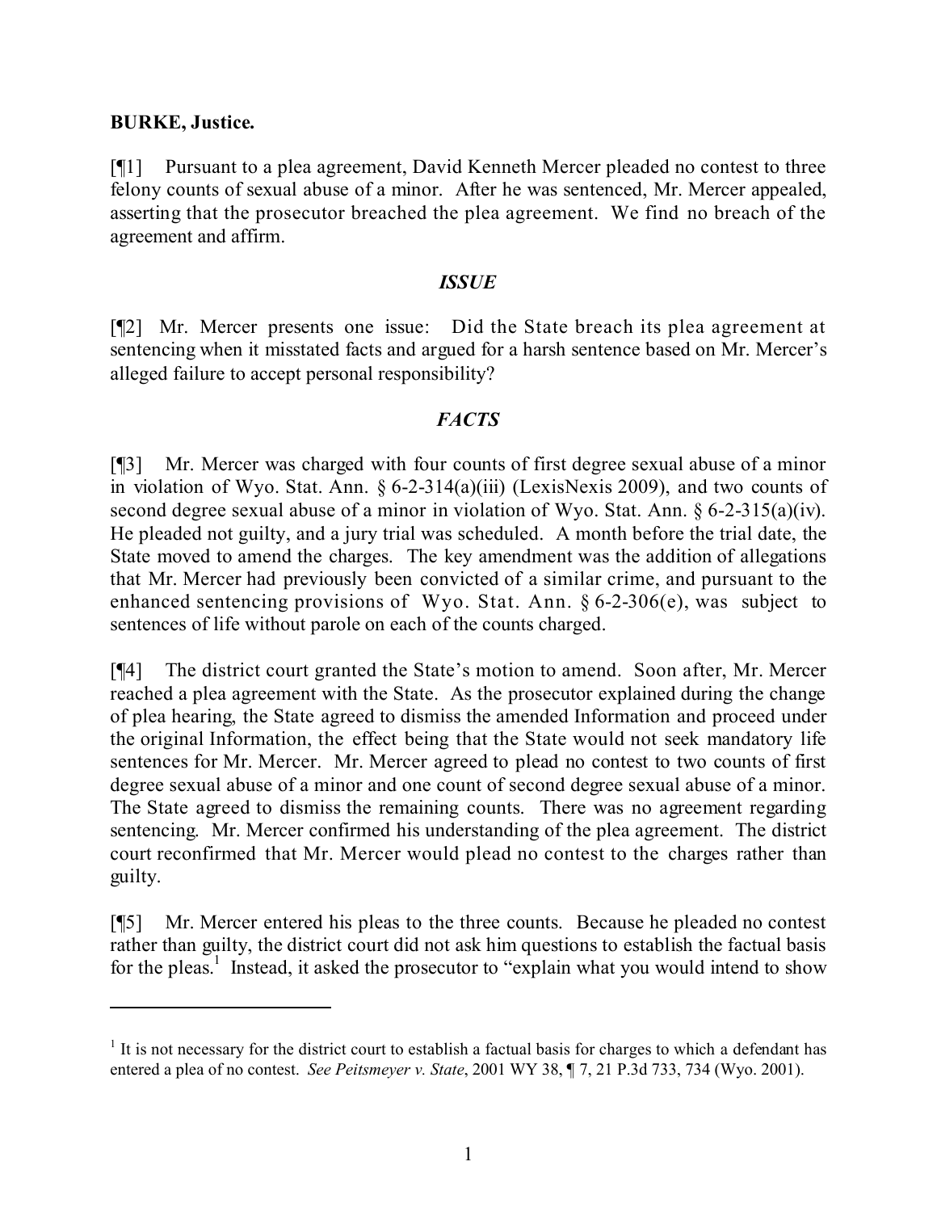**BURKE, Justice.**

[¶1] Pursuant to a plea agreement, David Kenneth Mercer pleaded no contest to three felony counts of sexual abuse of a minor. After he was sentenced, Mr. Mercer appealed, asserting that the prosecutor breached the plea agreement. We find no breach of the agreement and affirm.

### *ISSUE*

[¶2] Mr. Mercer presents one issue: Did the State breach its plea agreement at sentencing when it misstated facts and argued for a harsh sentence based on Mr. Mercer's alleged failure to accept personal responsibility?

### *FACTS*

[¶3] Mr. Mercer was charged with four counts of first degree sexual abuse of a minor in violation of Wyo. Stat. Ann. § 6-2-314(a)(iii) (LexisNexis 2009), and two counts of second degree sexual abuse of a minor in violation of Wyo. Stat. Ann. § 6-2-315(a)(iv). He pleaded not guilty, and a jury trial was scheduled. A month before the trial date, the State moved to amend the charges. The key amendment was the addition of allegations that Mr. Mercer had previously been convicted of a similar crime, and pursuant to the enhanced sentencing provisions of Wyo. Stat. Ann. § 6-2-306(e), was subject to sentences of life without parole on each of the counts charged.

[¶4] The district court granted the State's motion to amend. Soon after, Mr. Mercer reached a plea agreement with the State. As the prosecutor explained during the change of plea hearing, the State agreed to dismiss the amended Information and proceed under the original Information, the effect being that the State would not seek mandatory life sentences for Mr. Mercer. Mr. Mercer agreed to plead no contest to two counts of first degree sexual abuse of a minor and one count of second degree sexual abuse of a minor. The State agreed to dismiss the remaining counts. There was no agreement regarding sentencing. Mr. Mercer confirmed his understanding of the plea agreement. The district court reconfirmed that Mr. Mercer would plead no contest to the charges rather than guilty.

[¶5] Mr. Mercer entered his pleas to the three counts. Because he pleaded no contest rather than guilty, the district court did not ask him questions to establish the factual basis for the pleas.[1] Instead, it asked the prosecutor to "explain what you would intend to show

[1] It is not necessary for the district court to establish a factual basis for charges to which a defendant has entered a plea of no contest. *See Peitsmeyer v. State*, 2001 WY 38, ¶ 7, 21 P.3d 733, 734 (Wyo. 2001).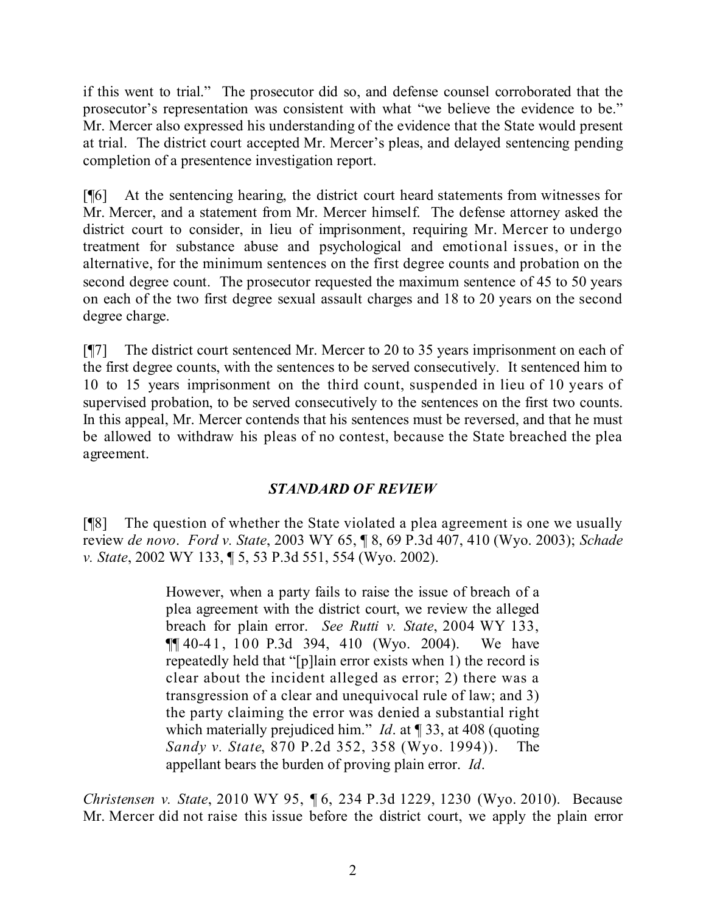if this went to trial." The prosecutor did so, and defense counsel corroborated that the prosecutor's representation was consistent with what "we believe the evidence to be." Mr. Mercer also expressed his understanding of the evidence that the State would present at trial. The district court accepted Mr. Mercer's pleas, and delayed sentencing pending completion of a presentence investigation report.

[¶6] At the sentencing hearing, the district court heard statements from witnesses for Mr. Mercer, and a statement from Mr. Mercer himself. The defense attorney asked the district court to consider, in lieu of imprisonment, requiring Mr. Mercer to undergo treatment for substance abuse and psychological and emotional issues, or in the alternative, for the minimum sentences on the first degree counts and probation on the second degree count. The prosecutor requested the maximum sentence of 45 to 50 years on each of the two first degree sexual assault charges and 18 to 20 years on the second degree charge.

[¶7] The district court sentenced Mr. Mercer to 20 to 35 years imprisonment on each of the first degree counts, with the sentences to be served consecutively. It sentenced him to 10 to 15 years imprisonment on the third count, suspended in lieu of 10 years of supervised probation, to be served consecutively to the sentences on the first two counts. In this appeal, Mr. Mercer contends that his sentences must be reversed, and that he must be allowed to withdraw his pleas of no contest, because the State breached the plea agreement.

## *STANDARD OF REVIEW*

[¶8] The question of whether the State violated a plea agreement is one we usually review *de novo*. *Ford v. State*, 2003 WY 65, ¶ 8, 69 P.3d 407, 410 (Wyo. 2003); *Schade v. State*, 2002 WY 133, ¶ 5, 53 P.3d 551, 554 (Wyo. 2002).

> However, when a party fails to raise the issue of breach of a plea agreement with the district court, we review the alleged breach for plain error. *See Rutti v. State*, 2004 WY 133, ¶¶ 40-41, 100 P.3d 394, 410 (Wyo. 2004). We have repeatedly held that "[p]lain error exists when 1) the record is clear about the incident alleged as error; 2) there was a transgression of a clear and unequivocal rule of law; and 3) the party claiming the error was denied a substantial right which materially prejudiced him." *Id*. at ¶ 33, at 408 (quoting *Sandy v. State*, 870 P.2d 352, 358 (Wyo. 1994)). The appellant bears the burden of proving plain error. *Id*.

*Christensen v. State*, 2010 WY 95, ¶ 6, 234 P.3d 1229, 1230 (Wyo. 2010). Because Mr. Mercer did not raise this issue before the district court, we apply the plain error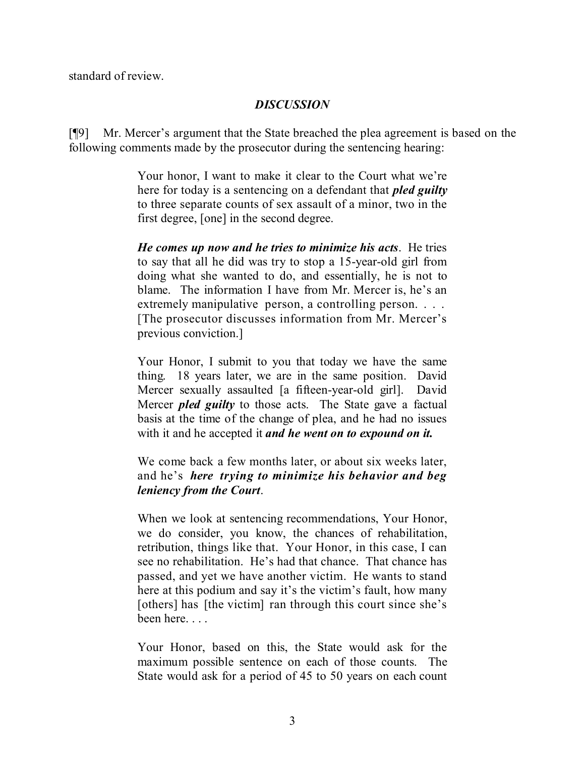standard of review.

## *DISCUSSION*

[¶9] Mr. Mercer's argument that the State breached the plea agreement is based on the following comments made by the prosecutor during the sentencing hearing:

> Your honor, I want to make it clear to the Court what we're here for today is a sentencing on a defendant that ***pled guilty*** to three separate counts of sex assault of a minor, two in the first degree, [one] in the second degree.
>
> ***He comes up now and he tries to minimize his acts***. He tries to say that all he did was try to stop a 15-year-old girl from doing what she wanted to do, and essentially, he is not to blame. The information I have from Mr. Mercer is, he's an extremely manipulative person, a controlling person. . . . [The prosecutor discusses information from Mr. Mercer's previous conviction.]
>
> Your Honor, I submit to you that today we have the same thing. 18 years later, we are in the same position. David Mercer sexually assaulted [a fifteen-year-old girl]. David Mercer ***pled guilty*** to those acts. The State gave a factual basis at the time of the change of plea, and he had no issues with it and he accepted it ***and he went on to expound on it.***
>
> We come back a few months later, or about six weeks later, and he's ***here trying to minimize his behavior and beg leniency from the Court***.
>
> When we look at sentencing recommendations, Your Honor, we do consider, you know, the chances of rehabilitation, retribution, things like that. Your Honor, in this case, I can see no rehabilitation. He's had that chance. That chance has passed, and yet we have another victim. He wants to stand here at this podium and say it's the victim's fault, how many [others] has [the victim] ran through this court since she's been here. . . .
>
> Your Honor, based on this, the State would ask for the maximum possible sentence on each of those counts. The State would ask for a period of 45 to 50 years on each count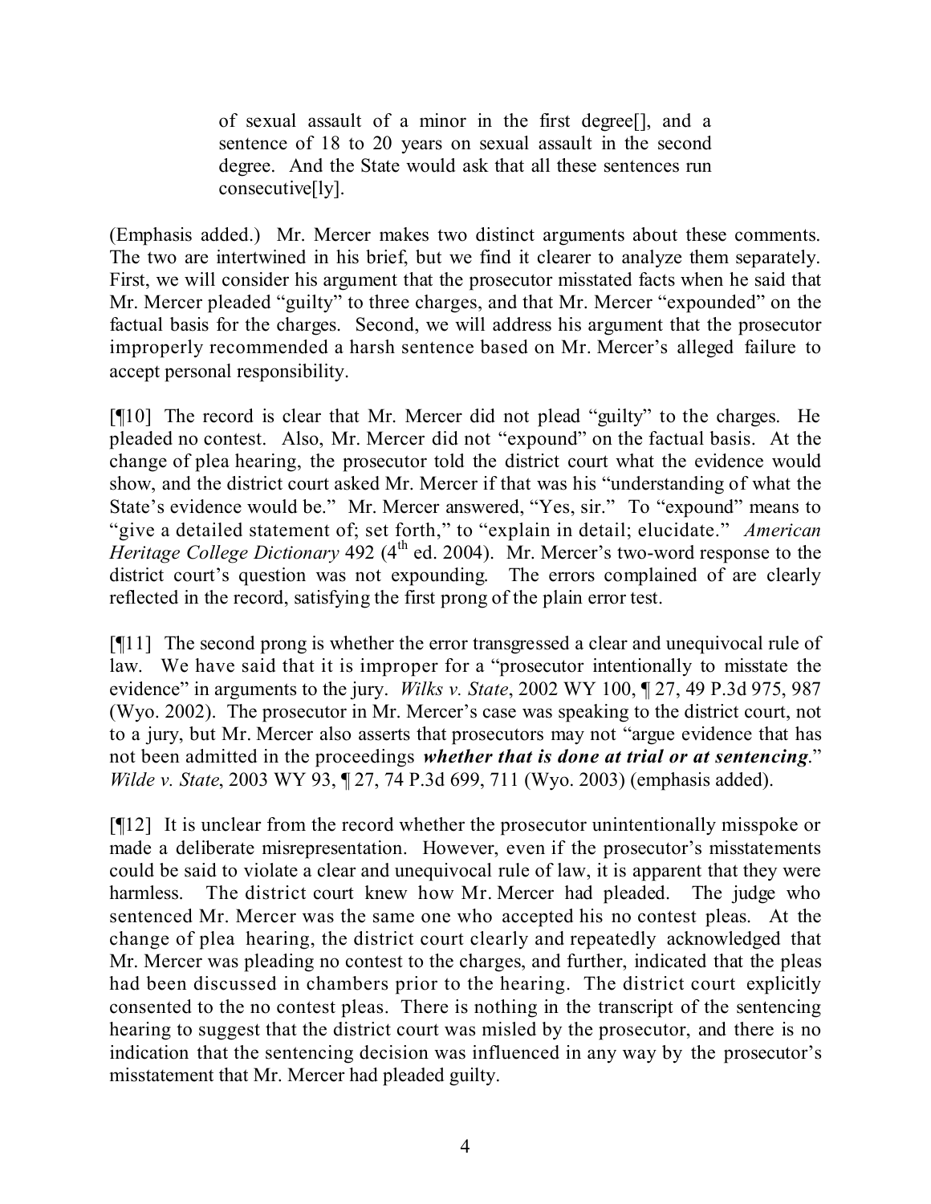> of sexual assault of a minor in the first degree[], and a sentence of 18 to 20 years on sexual assault in the second degree. And the State would ask that all these sentences run consecutive[ly].

(Emphasis added.) Mr. Mercer makes two distinct arguments about these comments. The two are intertwined in his brief, but we find it clearer to analyze them separately. First, we will consider his argument that the prosecutor misstated facts when he said that Mr. Mercer pleaded "guilty" to three charges, and that Mr. Mercer "expounded" on the factual basis for the charges. Second, we will address his argument that the prosecutor improperly recommended a harsh sentence based on Mr. Mercer's alleged failure to accept personal responsibility.

[¶10] The record is clear that Mr. Mercer did not plead "guilty" to the charges. He pleaded no contest. Also, Mr. Mercer did not "expound" on the factual basis. At the change of plea hearing, the prosecutor told the district court what the evidence would show, and the district court asked Mr. Mercer if that was his "understanding of what the State's evidence would be." Mr. Mercer answered, "Yes, sir." To "expound" means to "give a detailed statement of; set forth," to "explain in detail; elucidate." *American Heritage College Dictionary* 492 (4th ed. 2004). Mr. Mercer's two-word response to the district court's question was not expounding. The errors complained of are clearly reflected in the record, satisfying the first prong of the plain error test.

[¶11] The second prong is whether the error transgressed a clear and unequivocal rule of law. We have said that it is improper for a "prosecutor intentionally to misstate the evidence" in arguments to the jury. *Wilks v. State*, 2002 WY 100, ¶ 27, 49 P.3d 975, 987 (Wyo. 2002). The prosecutor in Mr. Mercer's case was speaking to the district court, not to a jury, but Mr. Mercer also asserts that prosecutors may not "argue evidence that has not been admitted in the proceedings ***whether that is done at trial or at sentencing***." *Wilde v. State*, 2003 WY 93, ¶ 27, 74 P.3d 699, 711 (Wyo. 2003) (emphasis added).

[¶12] It is unclear from the record whether the prosecutor unintentionally misspoke or made a deliberate misrepresentation. However, even if the prosecutor's misstatements could be said to violate a clear and unequivocal rule of law, it is apparent that they were harmless. The district court knew how Mr. Mercer had pleaded. The judge who sentenced Mr. Mercer was the same one who accepted his no contest pleas. At the change of plea hearing, the district court clearly and repeatedly acknowledged that Mr. Mercer was pleading no contest to the charges, and further, indicated that the pleas had been discussed in chambers prior to the hearing. The district court explicitly consented to the no contest pleas. There is nothing in the transcript of the sentencing hearing to suggest that the district court was misled by the prosecutor, and there is no indication that the sentencing decision was influenced in any way by the prosecutor's misstatement that Mr. Mercer had pleaded guilty.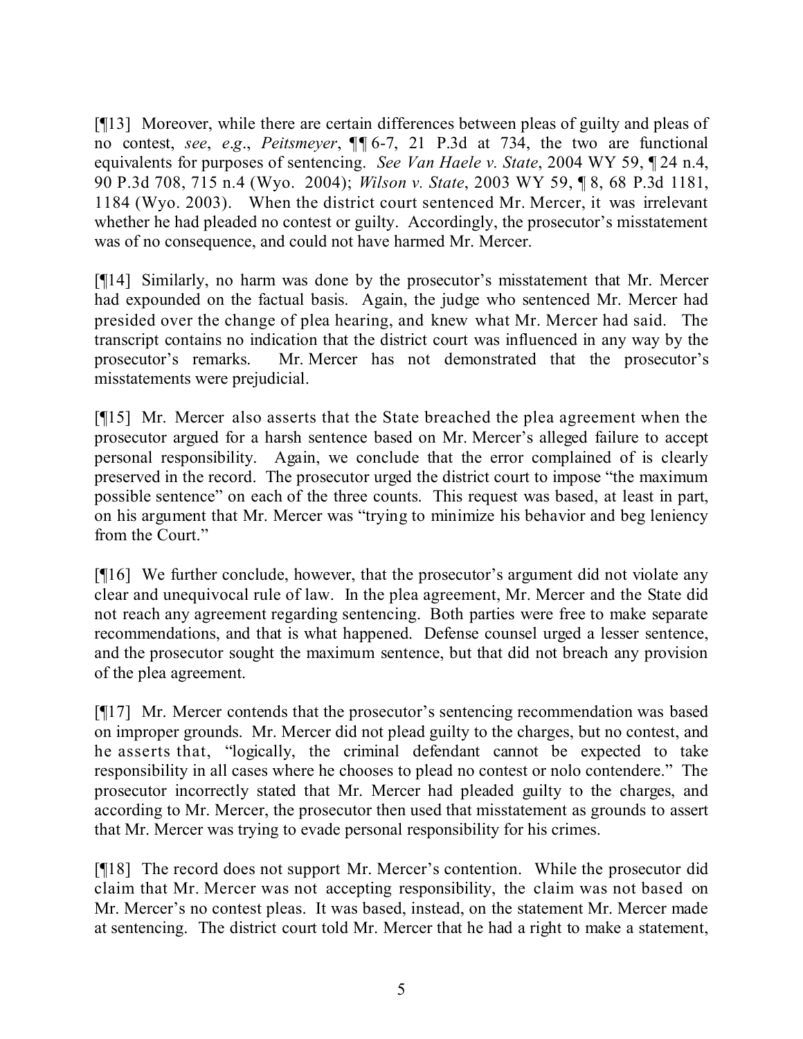[¶13] Moreover, while there are certain differences between pleas of guilty and pleas of no contest, *see*, *e.g*., *Peitsmeyer*, ¶¶ 6-7, 21 P.3d at 734, the two are functional equivalents for purposes of sentencing. *See Van Haele v. State*, 2004 WY 59, ¶ 24 n.4, 90 P.3d 708, 715 n.4 (Wyo. 2004); *Wilson v. State*, 2003 WY 59, ¶ 8, 68 P.3d 1181, 1184 (Wyo. 2003). When the district court sentenced Mr. Mercer, it was irrelevant whether he had pleaded no contest or guilty. Accordingly, the prosecutor's misstatement was of no consequence, and could not have harmed Mr. Mercer.

[¶14] Similarly, no harm was done by the prosecutor's misstatement that Mr. Mercer had expounded on the factual basis. Again, the judge who sentenced Mr. Mercer had presided over the change of plea hearing, and knew what Mr. Mercer had said. The transcript contains no indication that the district court was influenced in any way by the prosecutor's remarks. Mr. Mercer has not demonstrated that the prosecutor's misstatements were prejudicial.

[¶15] Mr. Mercer also asserts that the State breached the plea agreement when the prosecutor argued for a harsh sentence based on Mr. Mercer's alleged failure to accept personal responsibility. Again, we conclude that the error complained of is clearly preserved in the record. The prosecutor urged the district court to impose "the maximum possible sentence" on each of the three counts. This request was based, at least in part, on his argument that Mr. Mercer was "trying to minimize his behavior and beg leniency from the Court."

[¶16] We further conclude, however, that the prosecutor's argument did not violate any clear and unequivocal rule of law. In the plea agreement, Mr. Mercer and the State did not reach any agreement regarding sentencing. Both parties were free to make separate recommendations, and that is what happened. Defense counsel urged a lesser sentence, and the prosecutor sought the maximum sentence, but that did not breach any provision of the plea agreement.

[¶17] Mr. Mercer contends that the prosecutor's sentencing recommendation was based on improper grounds. Mr. Mercer did not plead guilty to the charges, but no contest, and he asserts that, "logically, the criminal defendant cannot be expected to take responsibility in all cases where he chooses to plead no contest or nolo contendere." The prosecutor incorrectly stated that Mr. Mercer had pleaded guilty to the charges, and according to Mr. Mercer, the prosecutor then used that misstatement as grounds to assert that Mr. Mercer was trying to evade personal responsibility for his crimes.

[¶18] The record does not support Mr. Mercer's contention. While the prosecutor did claim that Mr. Mercer was not accepting responsibility, the claim was not based on Mr. Mercer's no contest pleas. It was based, instead, on the statement Mr. Mercer made at sentencing. The district court told Mr. Mercer that he had a right to make a statement,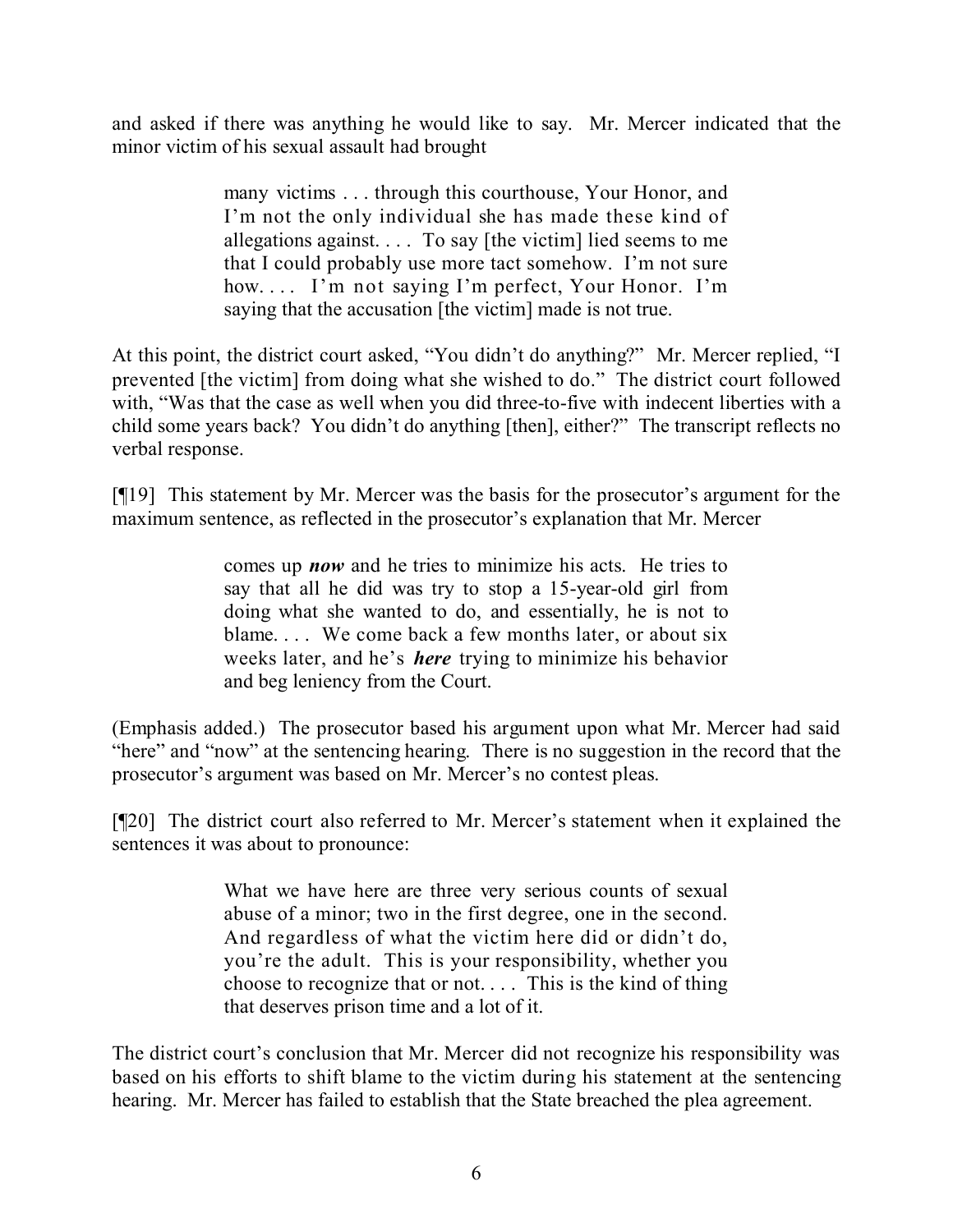and asked if there was anything he would like to say. Mr. Mercer indicated that the minor victim of his sexual assault had brought

> many victims . . . through this courthouse, Your Honor, and I'm not the only individual she has made these kind of allegations against. . . . To say [the victim] lied seems to me that I could probably use more tact somehow. I'm not sure how. . . . I'm not saying I'm perfect, Your Honor. I'm saying that the accusation [the victim] made is not true.

At this point, the district court asked, "You didn't do anything?" Mr. Mercer replied, "I prevented [the victim] from doing what she wished to do." The district court followed with, "Was that the case as well when you did three-to-five with indecent liberties with a child some years back? You didn't do anything [then], either?" The transcript reflects no verbal response.

[¶19] This statement by Mr. Mercer was the basis for the prosecutor's argument for the maximum sentence, as reflected in the prosecutor's explanation that Mr. Mercer

> comes up ***now*** and he tries to minimize his acts. He tries to say that all he did was try to stop a 15-year-old girl from doing what she wanted to do, and essentially, he is not to blame. . . . We come back a few months later, or about six weeks later, and he's ***here*** trying to minimize his behavior and beg leniency from the Court.

(Emphasis added.) The prosecutor based his argument upon what Mr. Mercer had said "here" and "now" at the sentencing hearing. There is no suggestion in the record that the prosecutor's argument was based on Mr. Mercer's no contest pleas.

[¶20] The district court also referred to Mr. Mercer's statement when it explained the sentences it was about to pronounce:

> What we have here are three very serious counts of sexual abuse of a minor; two in the first degree, one in the second. And regardless of what the victim here did or didn't do, you're the adult. This is your responsibility, whether you choose to recognize that or not. . . . This is the kind of thing that deserves prison time and a lot of it.

The district court's conclusion that Mr. Mercer did not recognize his responsibility was based on his efforts to shift blame to the victim during his statement at the sentencing hearing. Mr. Mercer has failed to establish that the State breached the plea agreement.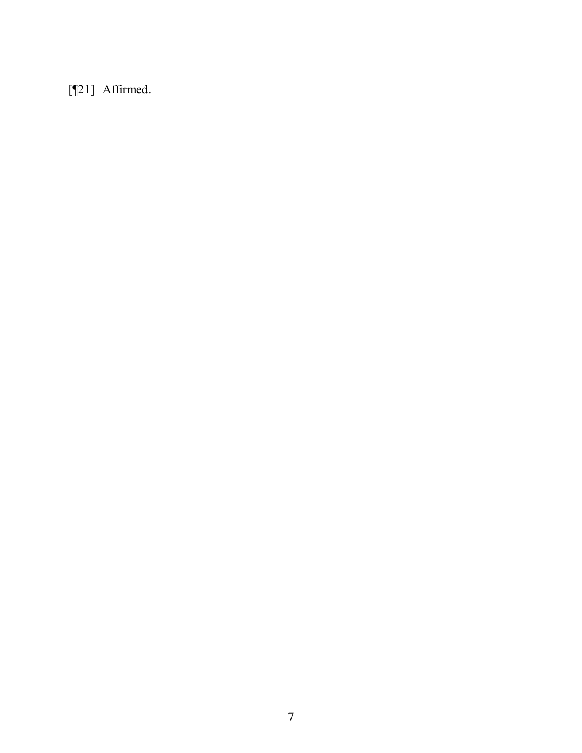[¶21] Affirmed.